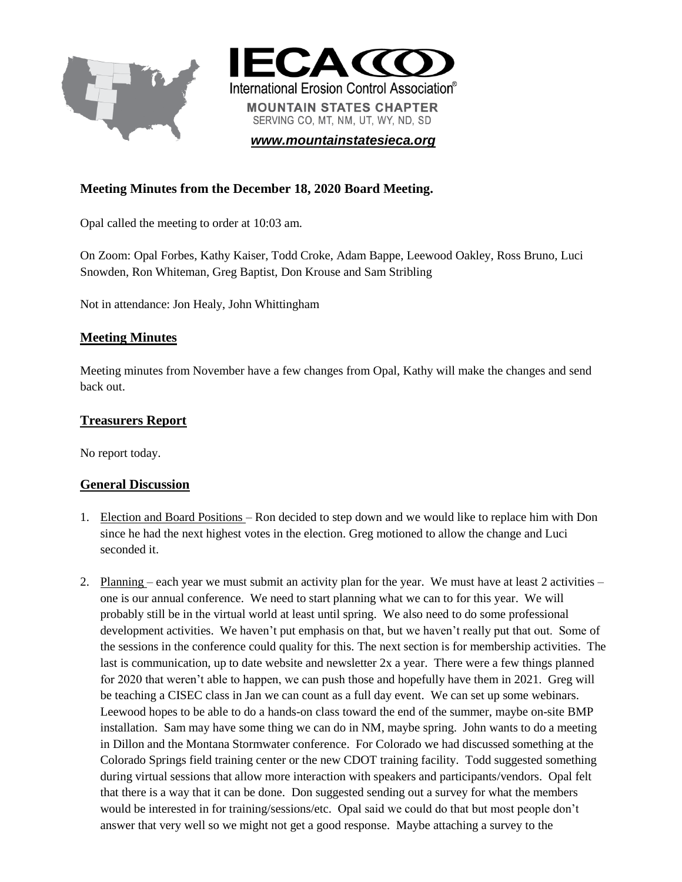IECA
International Erosion Control Association®

**MOUNTAIN STATES CHAPTER**
SERVING CO, MT, NM, UT, WY, ND, SD

***www.mountainstatesieca.org***

### Meeting Minutes from the December 18, 2020 Board Meeting.

Opal called the meeting to order at 10:03 am.

On Zoom: Opal Forbes, Kathy Kaiser, Todd Croke, Adam Bappe, Leewood Oakley, Ross Bruno, Luci Snowden, Ron Whiteman, Greg Baptist, Don Krouse and Sam Stribling

Not in attendance: Jon Healy, John Whittingham

## Meeting Minutes

Meeting minutes from November have a few changes from Opal, Kathy will make the changes and send back out.

## Treasurers Report

No report today.

## General Discussion

1. Election and Board Positions – Ron decided to step down and we would like to replace him with Don since he had the next highest votes in the election. Greg motioned to allow the change and Luci seconded it.

2. Planning – each year we must submit an activity plan for the year. We must have at least 2 activities – one is our annual conference. We need to start planning what we can to for this year. We will probably still be in the virtual world at least until spring. We also need to do some professional development activities. We haven't put emphasis on that, but we haven't really put that out. Some of the sessions in the conference could quality for this. The next section is for membership activities. The last is communication, up to date website and newsletter 2x a year. There were a few things planned for 2020 that weren't able to happen, we can push those and hopefully have them in 2021. Greg will be teaching a CISEC class in Jan we can count as a full day event. We can set up some webinars. Leewood hopes to be able to do a hands-on class toward the end of the summer, maybe on-site BMP installation. Sam may have some thing we can do in NM, maybe spring. John wants to do a meeting in Dillon and the Montana Stormwater conference. For Colorado we had discussed something at the Colorado Springs field training center or the new CDOT training facility. Todd suggested something during virtual sessions that allow more interaction with speakers and participants/vendors. Opal felt that there is a way that it can be done. Don suggested sending out a survey for what the members would be interested in for training/sessions/etc. Opal said we could do that but most people don't answer that very well so we might not get a good response. Maybe attaching a survey to the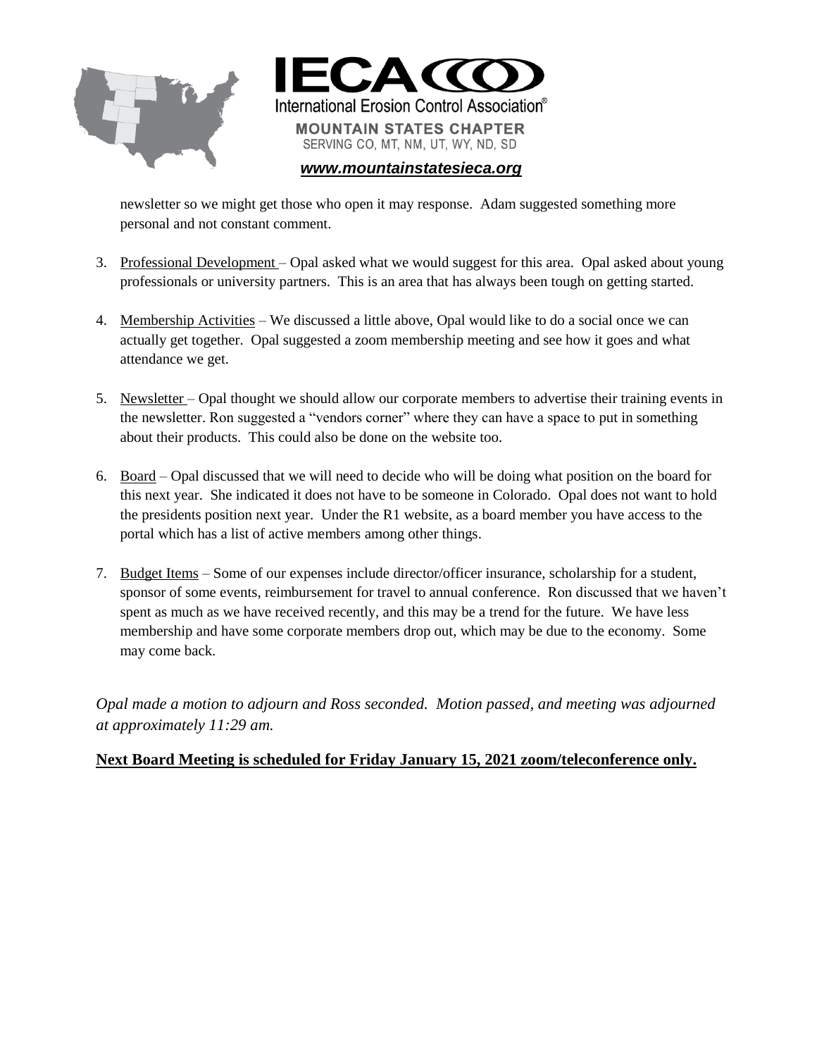newsletter so we might get those who open it may response. Adam suggested something more personal and not constant comment.

3. Professional Development – Opal asked what we would suggest for this area. Opal asked about young professionals or university partners. This is an area that has always been tough on getting started.

4. Membership Activities – We discussed a little above, Opal would like to do a social once we can actually get together. Opal suggested a zoom membership meeting and see how it goes and what attendance we get.

5. Newsletter – Opal thought we should allow our corporate members to advertise their training events in the newsletter. Ron suggested a "vendors corner" where they can have a space to put in something about their products. This could also be done on the website too.

6. Board – Opal discussed that we will need to decide who will be doing what position on the board for this next year. She indicated it does not have to be someone in Colorado. Opal does not want to hold the presidents position next year. Under the R1 website, as a board member you have access to the portal which has a list of active members among other things.

7. Budget Items – Some of our expenses include director/officer insurance, scholarship for a student, sponsor of some events, reimbursement for travel to annual conference. Ron discussed that we haven't spent as much as we have received recently, and this may be a trend for the future. We have less membership and have some corporate members drop out, which may be due to the economy. Some may come back.

*Opal made a motion to adjourn and Ross seconded. Motion passed, and meeting was adjourned at approximately 11:29 am.*

**Next Board Meeting is scheduled for Friday January 15, 2021 zoom/teleconference only.**